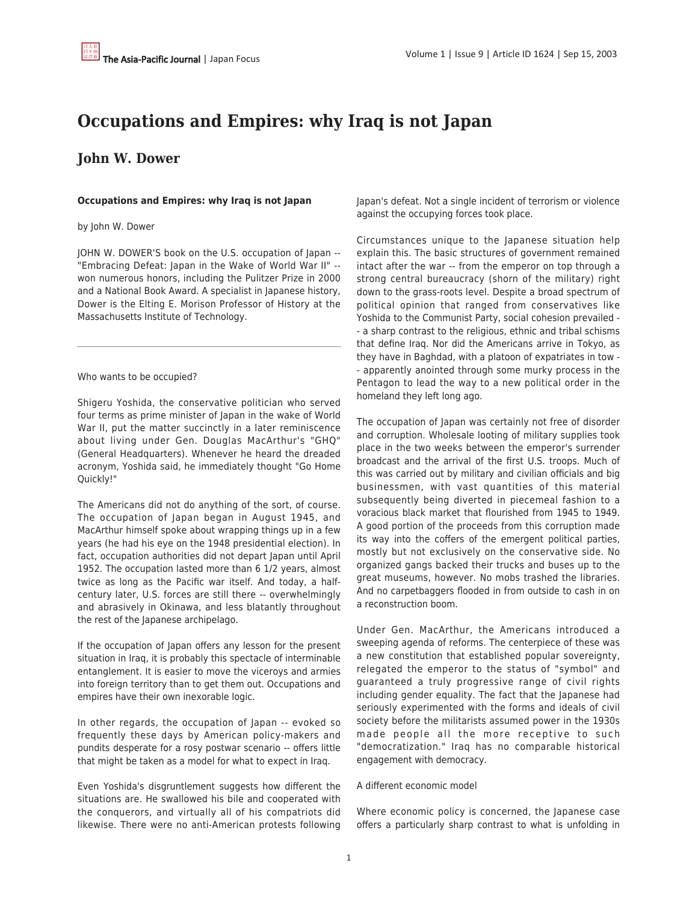# Occupations and Empires: why Iraq is not Japan

## John W. Dower

**Occupations and Empires: why Iraq is not Japan**

by John W. Dower

JOHN W. DOWER'S book on the U.S. occupation of Japan -- "Embracing Defeat: Japan in the Wake of World War II" -- won numerous honors, including the Pulitzer Prize in 2000 and a National Book Award. A specialist in Japanese history, Dower is the Elting E. Morison Professor of History at the Massachusetts Institute of Technology.

---

Who wants to be occupied?

Shigeru Yoshida, the conservative politician who served four terms as prime minister of Japan in the wake of World War II, put the matter succinctly in a later reminiscence about living under Gen. Douglas MacArthur's "GHQ" (General Headquarters). Whenever he heard the dreaded acronym, Yoshida said, he immediately thought "Go Home Quickly!"

The Americans did not do anything of the sort, of course. The occupation of Japan began in August 1945, and MacArthur himself spoke about wrapping things up in a few years (he had his eye on the 1948 presidential election). In fact, occupation authorities did not depart Japan until April 1952. The occupation lasted more than 6 1/2 years, almost twice as long as the Pacific war itself. And today, a half-century later, U.S. forces are still there -- overwhelmingly and abrasively in Okinawa, and less blatantly throughout the rest of the Japanese archipelago.

If the occupation of Japan offers any lesson for the present situation in Iraq, it is probably this spectacle of interminable entanglement. It is easier to move the viceroys and armies into foreign territory than to get them out. Occupations and empires have their own inexorable logic.

In other regards, the occupation of Japan -- evoked so frequently these days by American policy-makers and pundits desperate for a rosy postwar scenario -- offers little that might be taken as a model for what to expect in Iraq.

Even Yoshida's disgruntlement suggests how different the situations are. He swallowed his bile and cooperated with the conquerors, and virtually all of his compatriots did likewise. There were no anti-American protests following Japan's defeat. Not a single incident of terrorism or violence against the occupying forces took place.

Circumstances unique to the Japanese situation help explain this. The basic structures of government remained intact after the war -- from the emperor on top through a strong central bureaucracy (shorn of the military) right down to the grass-roots level. Despite a broad spectrum of political opinion that ranged from conservatives like Yoshida to the Communist Party, social cohesion prevailed -- a sharp contrast to the religious, ethnic and tribal schisms that define Iraq. Nor did the Americans arrive in Tokyo, as they have in Baghdad, with a platoon of expatriates in tow -- apparently anointed through some murky process in the Pentagon to lead the way to a new political order in the homeland they left long ago.

The occupation of Japan was certainly not free of disorder and corruption. Wholesale looting of military supplies took place in the two weeks between the emperor's surrender broadcast and the arrival of the first U.S. troops. Much of this was carried out by military and civilian officials and big businessmen, with vast quantities of this material subsequently being diverted in piecemeal fashion to a voracious black market that flourished from 1945 to 1949. A good portion of the proceeds from this corruption made its way into the coffers of the emergent political parties, mostly but not exclusively on the conservative side. No organized gangs backed their trucks and buses up to the great museums, however. No mobs trashed the libraries. And no carpetbaggers flooded in from outside to cash in on a reconstruction boom.

Under Gen. MacArthur, the Americans introduced a sweeping agenda of reforms. The centerpiece of these was a new constitution that established popular sovereignty, relegated the emperor to the status of "symbol" and guaranteed a truly progressive range of civil rights including gender equality. The fact that the Japanese had seriously experimented with the forms and ideals of civil society before the militarists assumed power in the 1930s made people all the more receptive to such "democratization." Iraq has no comparable historical engagement with democracy.

A different economic model

Where economic policy is concerned, the Japanese case offers a particularly sharp contrast to what is unfolding in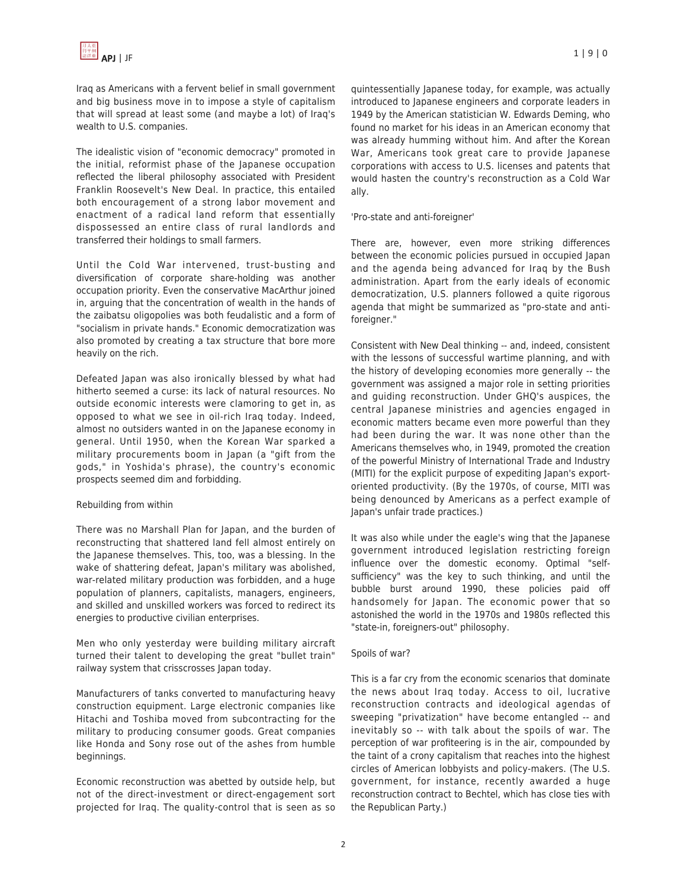Iraq as Americans with a fervent belief in small government and big business move in to impose a style of capitalism that will spread at least some (and maybe a lot) of Iraq's wealth to U.S. companies.

The idealistic vision of "economic democracy" promoted in the initial, reformist phase of the Japanese occupation reflected the liberal philosophy associated with President Franklin Roosevelt's New Deal. In practice, this entailed both encouragement of a strong labor movement and enactment of a radical land reform that essentially dispossessed an entire class of rural landlords and transferred their holdings to small farmers.

Until the Cold War intervened, trust-busting and diversification of corporate share-holding was another occupation priority. Even the conservative MacArthur joined in, arguing that the concentration of wealth in the hands of the zaibatsu oligopolies was both feudalistic and a form of "socialism in private hands." Economic democratization was also promoted by creating a tax structure that bore more heavily on the rich.

Defeated Japan was also ironically blessed by what had hitherto seemed a curse: its lack of natural resources. No outside economic interests were clamoring to get in, as opposed to what we see in oil-rich Iraq today. Indeed, almost no outsiders wanted in on the Japanese economy in general. Until 1950, when the Korean War sparked a military procurements boom in Japan (a "gift from the gods," in Yoshida's phrase), the country's economic prospects seemed dim and forbidding.

Rebuilding from within

There was no Marshall Plan for Japan, and the burden of reconstructing that shattered land fell almost entirely on the Japanese themselves. This, too, was a blessing. In the wake of shattering defeat, Japan's military was abolished, war-related military production was forbidden, and a huge population of planners, capitalists, managers, engineers, and skilled and unskilled workers was forced to redirect its energies to productive civilian enterprises.

Men who only yesterday were building military aircraft turned their talent to developing the great "bullet train" railway system that crisscrosses Japan today.

Manufacturers of tanks converted to manufacturing heavy construction equipment. Large electronic companies like Hitachi and Toshiba moved from subcontracting for the military to producing consumer goods. Great companies like Honda and Sony rose out of the ashes from humble beginnings.

Economic reconstruction was abetted by outside help, but not of the direct-investment or direct-engagement sort projected for Iraq. The quality-control that is seen as so quintessentially Japanese today, for example, was actually introduced to Japanese engineers and corporate leaders in 1949 by the American statistician W. Edwards Deming, who found no market for his ideas in an American economy that was already humming without him. And after the Korean War, Americans took great care to provide Japanese corporations with access to U.S. licenses and patents that would hasten the country's reconstruction as a Cold War ally.

'Pro-state and anti-foreigner'

There are, however, even more striking differences between the economic policies pursued in occupied Japan and the agenda being advanced for Iraq by the Bush administration. Apart from the early ideals of economic democratization, U.S. planners followed a quite rigorous agenda that might be summarized as "pro-state and anti-foreigner."

Consistent with New Deal thinking -- and, indeed, consistent with the lessons of successful wartime planning, and with the history of developing economies more generally -- the government was assigned a major role in setting priorities and guiding reconstruction. Under GHQ's auspices, the central Japanese ministries and agencies engaged in economic matters became even more powerful than they had been during the war. It was none other than the Americans themselves who, in 1949, promoted the creation of the powerful Ministry of International Trade and Industry (MITI) for the explicit purpose of expediting Japan's export-oriented productivity. (By the 1970s, of course, MITI was being denounced by Americans as a perfect example of Japan's unfair trade practices.)

It was also while under the eagle's wing that the Japanese government introduced legislation restricting foreign influence over the domestic economy. Optimal "self-sufficiency" was the key to such thinking, and until the bubble burst around 1990, these policies paid off handsomely for Japan. The economic power that so astonished the world in the 1970s and 1980s reflected this "state-in, foreigners-out" philosophy.

Spoils of war?

This is a far cry from the economic scenarios that dominate the news about Iraq today. Access to oil, lucrative reconstruction contracts and ideological agendas of sweeping "privatization" have become entangled -- and inevitably so -- with talk about the spoils of war. The perception of war profiteering is in the air, compounded by the taint of a crony capitalism that reaches into the highest circles of American lobbyists and policy-makers. (The U.S. government, for instance, recently awarded a huge reconstruction contract to Bechtel, which has close ties with the Republican Party.)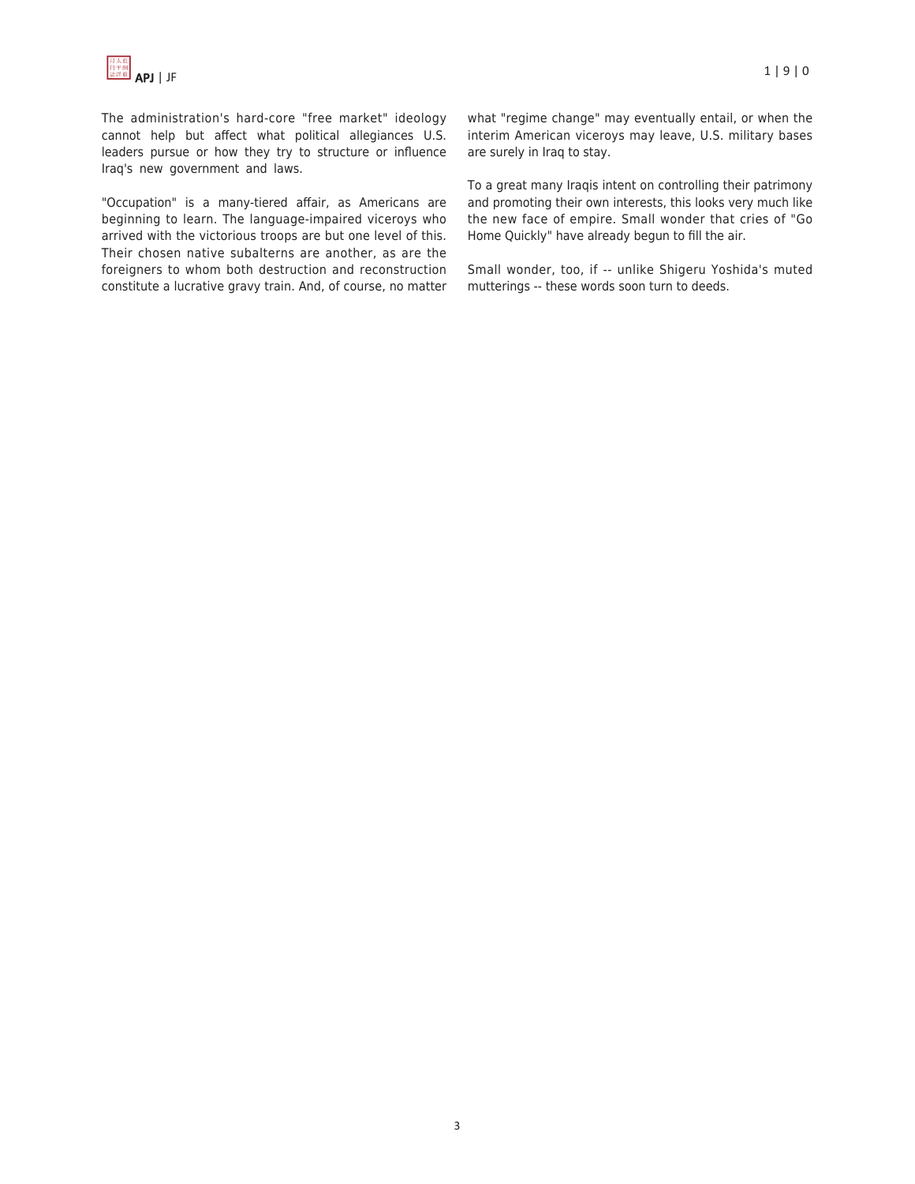The administration's hard-core "free market" ideology cannot help but affect what political allegiances U.S. leaders pursue or how they try to structure or influence Iraq's new government and laws.

"Occupation" is a many-tiered affair, as Americans are beginning to learn. The language-impaired viceroys who arrived with the victorious troops are but one level of this. Their chosen native subalterns are another, as are the foreigners to whom both destruction and reconstruction constitute a lucrative gravy train. And, of course, no matter what "regime change" may eventually entail, or when the interim American viceroys may leave, U.S. military bases are surely in Iraq to stay.

To a great many Iraqis intent on controlling their patrimony and promoting their own interests, this looks very much like the new face of empire. Small wonder that cries of "Go Home Quickly" have already begun to fill the air.

Small wonder, too, if -- unlike Shigeru Yoshida's muted mutterings -- these words soon turn to deeds.